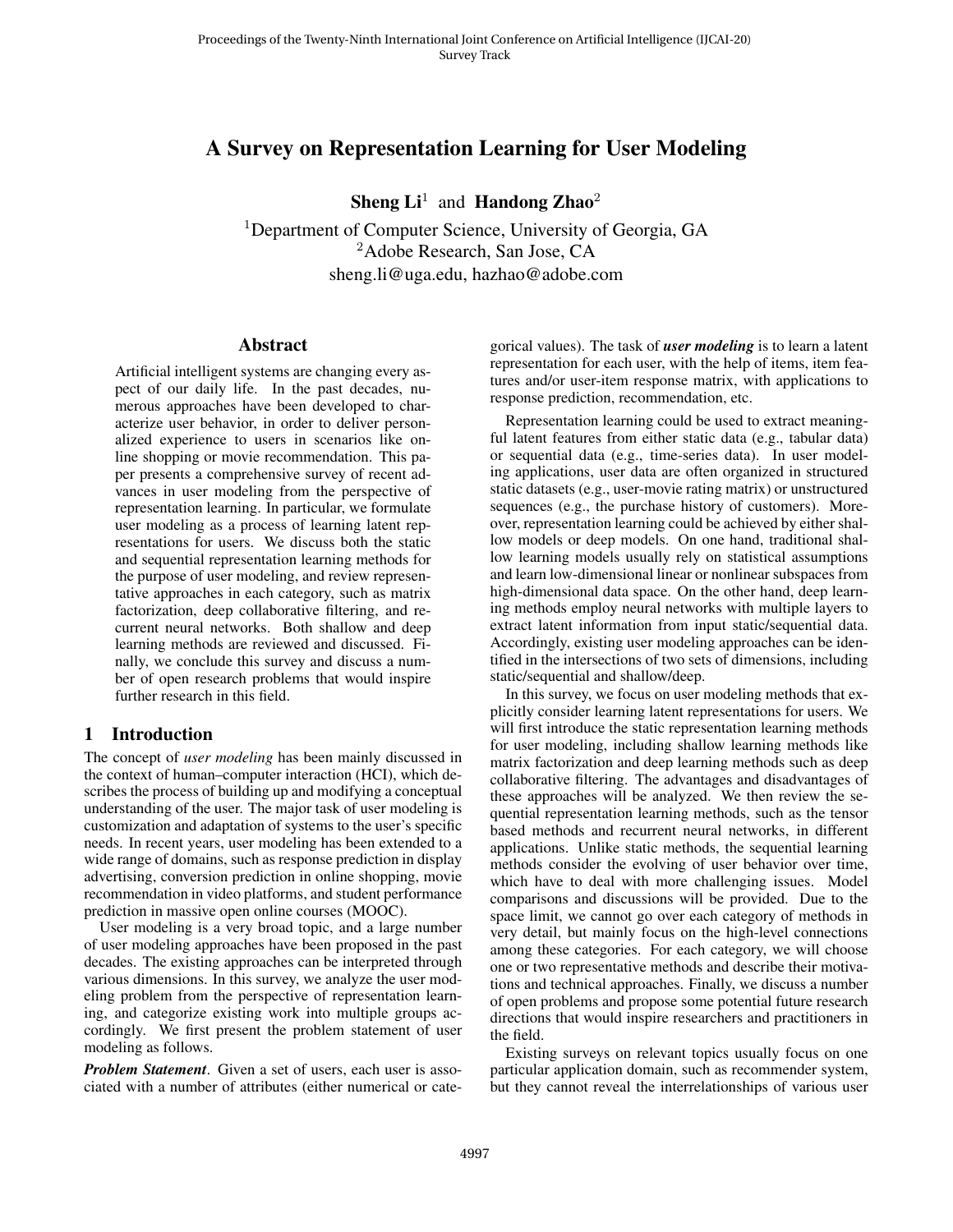# A Survey on Representation Learning for User Modeling

**Sheng Li**[1] and **Handong Zhao**[2]

[1]Department of Computer Science, University of Georgia, GA
[2]Adobe Research, San Jose, CA
sheng.li@uga.edu, hazhao@adobe.com

## Abstract

Artificial intelligent systems are changing every aspect of our daily life. In the past decades, numerous approaches have been developed to characterize user behavior, in order to deliver personalized experience to users in scenarios like online shopping or movie recommendation. This paper presents a comprehensive survey of recent advances in user modeling from the perspective of representation learning. In particular, we formulate user modeling as a process of learning latent representations for users. We discuss both the static and sequential representation learning methods for the purpose of user modeling, and review representative approaches in each category, such as matrix factorization, deep collaborative filtering, and recurrent neural networks. Both shallow and deep learning methods are reviewed and discussed. Finally, we conclude this survey and discuss a number of open research problems that would inspire further research in this field.

## 1 Introduction

The concept of *user modeling* has been mainly discussed in the context of human–computer interaction (HCI), which describes the process of building up and modifying a conceptual understanding of the user. The major task of user modeling is customization and adaptation of systems to the user's specific needs. In recent years, user modeling has been extended to a wide range of domains, such as response prediction in display advertising, conversion prediction in online shopping, movie recommendation in video platforms, and student performance prediction in massive open online courses (MOOC).

User modeling is a very broad topic, and a large number of user modeling approaches have been proposed in the past decades. The existing approaches can be interpreted through various dimensions. In this survey, we analyze the user modeling problem from the perspective of representation learning, and categorize existing work into multiple groups accordingly. We first present the problem statement of user modeling as follows.

***Problem Statement***. Given a set of users, each user is associated with a number of attributes (either numerical or categorical values). The task of ***user modeling*** is to learn a latent representation for each user, with the help of items, item features and/or user-item response matrix, with applications to response prediction, recommendation, etc.

Representation learning could be used to extract meaningful latent features from either static data (e.g., tabular data) or sequential data (e.g., time-series data). In user modeling applications, user data are often organized in structured static datasets (e.g., user-movie rating matrix) or unstructured sequences (e.g., the purchase history of customers). Moreover, representation learning could be achieved by either shallow models or deep models. On one hand, traditional shallow learning models usually rely on statistical assumptions and learn low-dimensional linear or nonlinear subspaces from high-dimensional data space. On the other hand, deep learning methods employ neural networks with multiple layers to extract latent information from input static/sequential data. Accordingly, existing user modeling approaches can be identified in the intersections of two sets of dimensions, including static/sequential and shallow/deep.

In this survey, we focus on user modeling methods that explicitly consider learning latent representations for users. We will first introduce the static representation learning methods for user modeling, including shallow learning methods like matrix factorization and deep learning methods such as deep collaborative filtering. The advantages and disadvantages of these approaches will be analyzed. We then review the sequential representation learning methods, such as the tensor based methods and recurrent neural networks, in different applications. Unlike static methods, the sequential learning methods consider the evolving of user behavior over time, which have to deal with more challenging issues. Model comparisons and discussions will be provided. Due to the space limit, we cannot go over each category of methods in very detail, but mainly focus on the high-level connections among these categories. For each category, we will choose one or two representative methods and describe their motivations and technical approaches. Finally, we discuss a number of open problems and propose some potential future research directions that would inspire researchers and practitioners in the field.

Existing surveys on relevant topics usually focus on one particular application domain, such as recommender system, but they cannot reveal the interrelationships of various user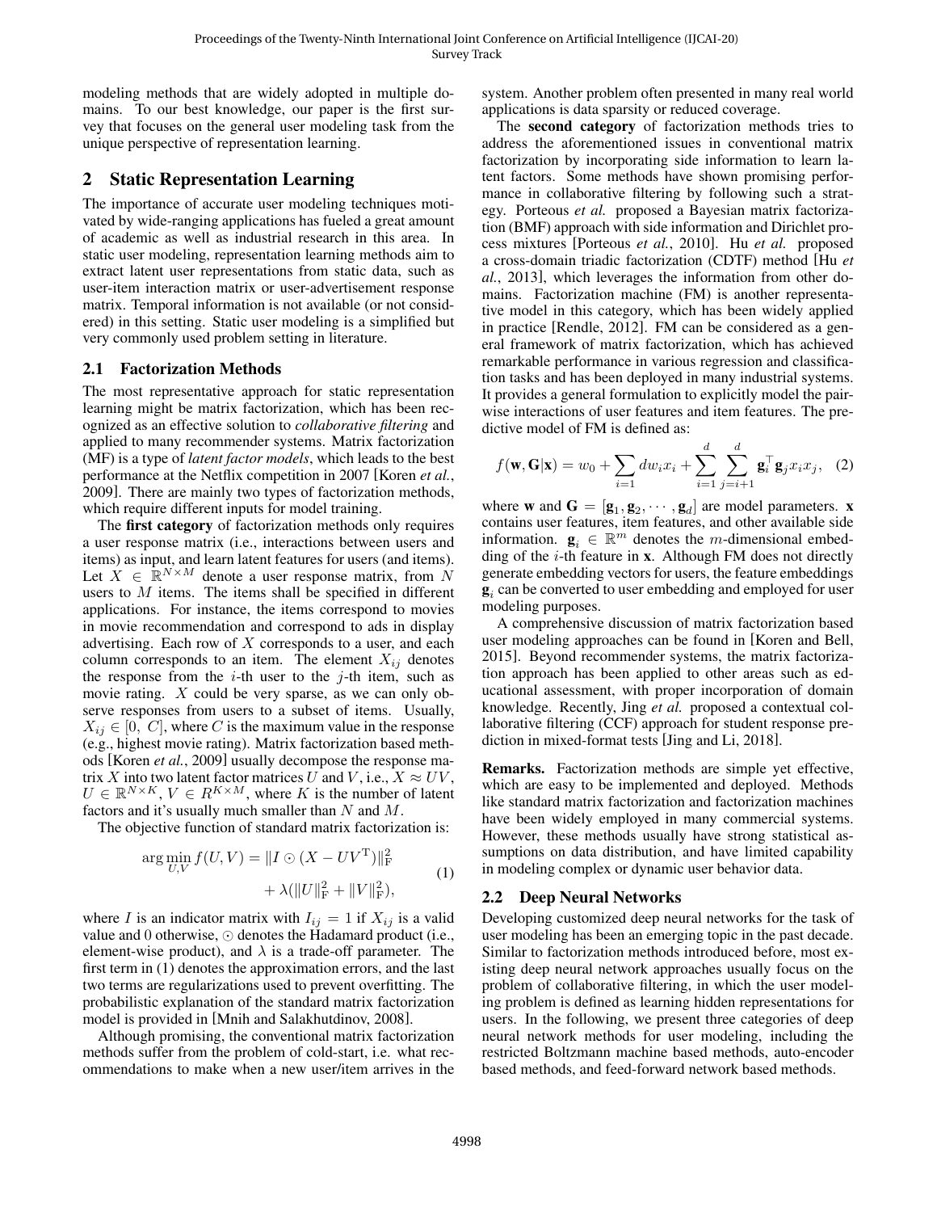modeling methods that are widely adopted in multiple domains. To our best knowledge, our paper is the first survey that focuses on the general user modeling task from the unique perspective of representation learning.

## 2 Static Representation Learning

The importance of accurate user modeling techniques motivated by wide-ranging applications has fueled a great amount of academic as well as industrial research in this area. In static user modeling, representation learning methods aim to extract latent user representations from static data, such as user-item interaction matrix or user-advertisement response matrix. Temporal information is not available (or not considered) in this setting. Static user modeling is a simplified but very commonly used problem setting in literature.

### 2.1 Factorization Methods

The most representative approach for static representation learning might be matrix factorization, which has been recognized as an effective solution to *collaborative filtering* and applied to many recommender systems. Matrix factorization (MF) is a type of *latent factor models*, which leads to the best performance at the Netflix competition in 2007 [Koren *et al.*, 2009]. There are mainly two types of factorization methods, which require different inputs for model training.

The **first category** of factorization methods only requires a user response matrix (i.e., interactions between users and items) as input, and learn latent features for users (and items). Let $X \in \mathbb{R}^{N \times M}$ denote a user response matrix, from $N$ users to $M$ items. The items shall be specified in different applications. For instance, the items correspond to movies in movie recommendation and correspond to ads in display advertising. Each row of $X$ corresponds to a user, and each column corresponds to an item. The element $X_{ij}$ denotes the response from the $i$-th user to the $j$-th item, such as movie rating. $X$ could be very sparse, as we can only observe responses from users to a subset of items. Usually, $X_{ij} \in [0, \ C]$, where $C$ is the maximum value in the response (e.g., highest movie rating). Matrix factorization based methods [Koren *et al.*, 2009] usually decompose the response matrix $X$ into two latent factor matrices $U$ and $V$, i.e., $X \approx UV$, $U \in \mathbb{R}^{N \times K}$, $V \in R^{K \times M}$, where $K$ is the number of latent factors and it's usually much smaller than $N$ and $M$.

The objective function of standard matrix factorization is:

$$\arg\min_{U,V} f(U,V) = \|I \odot (X - UV^{\mathrm{T}})\|_{\mathrm{F}}^2 + \lambda(\|U\|_{\mathrm{F}}^2 + \|V\|_{\mathrm{F}}^2), \tag{1}$$

where $I$ is an indicator matrix with $I_{ij} = 1$ if $X_{ij}$ is a valid value and 0 otherwise, $\odot$ denotes the Hadamard product (i.e., element-wise product), and $\lambda$ is a trade-off parameter. The first term in (1) denotes the approximation errors, and the last two terms are regularizations used to prevent overfitting. The probabilistic explanation of the standard matrix factorization model is provided in [Mnih and Salakhutdinov, 2008].

Although promising, the conventional matrix factorization methods suffer from the problem of cold-start, i.e. what recommendations to make when a new user/item arrives in the system. Another problem often presented in many real world applications is data sparsity or reduced coverage.

The **second category** of factorization methods tries to address the aforementioned issues in conventional matrix factorization by incorporating side information to learn latent factors. Some methods have shown promising performance in collaborative filtering by following such a strategy. Porteous *et al.* proposed a Bayesian matrix factorization (BMF) approach with side information and Dirichlet process mixtures [Porteous *et al.*, 2010]. Hu *et al.* proposed a cross-domain triadic factorization (CDTF) method [Hu *et al.*, 2013], which leverages the information from other domains. Factorization machine (FM) is another representative model in this category, which has been widely applied in practice [Rendle, 2012]. FM can be considered as a general framework of matrix factorization, which has achieved remarkable performance in various regression and classification tasks and has been deployed in many industrial systems. It provides a general formulation to explicitly model the pairwise interactions of user features and item features. The predictive model of FM is defined as:

$$f(\mathbf{w}, \mathbf{G}|\mathbf{x}) = w_0 + \sum_{i=1} dw_i x_i + \sum_{i=1}^{d} \sum_{j=i+1}^{d} \mathbf{g}_i^\top \mathbf{g}_j x_i x_j, \tag{2}$$

where $\mathbf{w}$ and $\mathbf{G} = [\mathbf{g}_1, \mathbf{g}_2, \cdots, \mathbf{g}_d]$ are model parameters. $\mathbf{x}$ contains user features, item features, and other available side information. $\mathbf{g}_i \in \mathbb{R}^m$ denotes the $m$-dimensional embedding of the $i$-th feature in $\mathbf{x}$. Although FM does not directly generate embedding vectors for users, the feature embeddings $\mathbf{g}_i$ can be converted to user embedding and employed for user modeling purposes.

A comprehensive discussion of matrix factorization based user modeling approaches can be found in [Koren and Bell, 2015]. Beyond recommender systems, the matrix factorization approach has been applied to other areas such as educational assessment, with proper incorporation of domain knowledge. Recently, Jing *et al.* proposed a contextual collaborative filtering (CCF) approach for student response prediction in mixed-format tests [Jing and Li, 2018].

**Remarks.** Factorization methods are simple yet effective, which are easy to be implemented and deployed. Methods like standard matrix factorization and factorization machines have been widely employed in many commercial systems. However, these methods usually have strong statistical assumptions on data distribution, and have limited capability in modeling complex or dynamic user behavior data.

### 2.2 Deep Neural Networks

Developing customized deep neural networks for the task of user modeling has been an emerging topic in the past decade. Similar to factorization methods introduced before, most existing deep neural network approaches usually focus on the problem of collaborative filtering, in which the user modeling problem is defined as learning hidden representations for users. In the following, we present three categories of deep neural network methods for user modeling, including the restricted Boltzmann machine based methods, auto-encoder based methods, and feed-forward network based methods.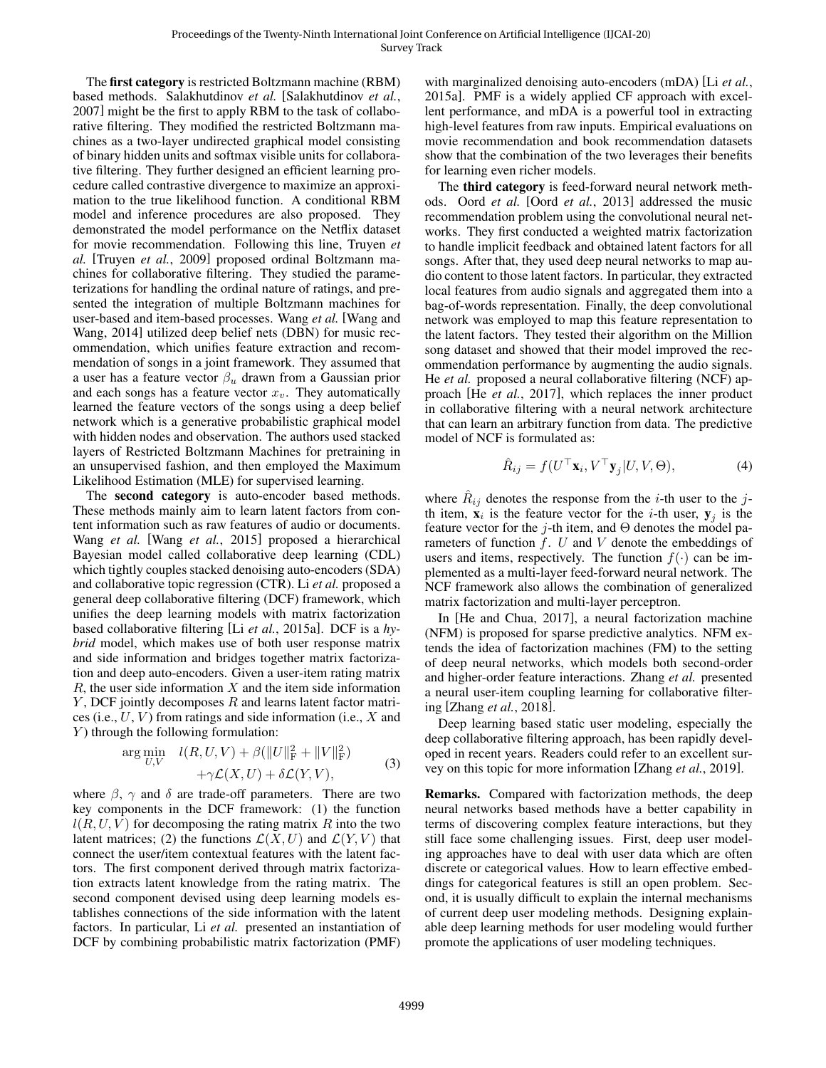The **first category** is restricted Boltzmann machine (RBM) based methods. Salakhutdinov *et al.* [Salakhutdinov *et al.*, 2007] might be the first to apply RBM to the task of collaborative filtering. They modified the restricted Boltzmann machines as a two-layer undirected graphical model consisting of binary hidden units and softmax visible units for collaborative filtering. They further designed an efficient learning procedure called contrastive divergence to maximize an approximation to the true likelihood function. A conditional RBM model and inference procedures are also proposed. They demonstrated the model performance on the Netflix dataset for movie recommendation. Following this line, Truyen *et al.* [Truyen *et al.*, 2009] proposed ordinal Boltzmann machines for collaborative filtering. They studied the parameterizations for handling the ordinal nature of ratings, and presented the integration of multiple Boltzmann machines for user-based and item-based processes. Wang *et al.* [Wang and Wang, 2014] utilized deep belief nets (DBN) for music recommendation, which unifies feature extraction and recommendation of songs in a joint framework. They assumed that a user has a feature vector $\beta_u$ drawn from a Gaussian prior and each songs has a feature vector $x_v$. They automatically learned the feature vectors of the songs using a deep belief network which is a generative probabilistic graphical model with hidden nodes and observation. The authors used stacked layers of Restricted Boltzmann Machines for pretraining in an unsupervised fashion, and then employed the Maximum Likelihood Estimation (MLE) for supervised learning.

The **second category** is auto-encoder based methods. These methods mainly aim to learn latent factors from content information such as raw features of audio or documents. Wang *et al.* [Wang *et al.*, 2015] proposed a hierarchical Bayesian model called collaborative deep learning (CDL) which tightly couples stacked denoising auto-encoders (SDA) and collaborative topic regression (CTR). Li *et al.* proposed a general deep collaborative filtering (DCF) framework, which unifies the deep learning models with matrix factorization based collaborative filtering [Li *et al.*, 2015a]. DCF is a *hybrid* model, which makes use of both user response matrix and side information and bridges together matrix factorization and deep auto-encoders. Given a user-item rating matrix $R$, the user side information $X$ and the item side information $Y$, DCF jointly decomposes $R$ and learns latent factor matrices (i.e., $U$, $V$) from ratings and side information (i.e., $X$ and $Y$) through the following formulation:

$$\arg\min_{U,V} \quad l(R,U,V) + \beta(\|U\|_{\mathrm{F}}^2 + \|V\|_{\mathrm{F}}^2) + \gamma\mathcal{L}(X,U) + \delta\mathcal{L}(Y,V), \tag{3}$$

where $\beta$, $\gamma$ and $\delta$ are trade-off parameters. There are two key components in the DCF framework: (1) the function $l(R,U,V)$ for decomposing the rating matrix $R$ into the two latent matrices; (2) the functions $\mathcal{L}(X,U)$ and $\mathcal{L}(Y,V)$ that connect the user/item contextual features with the latent factors. The first component derived through matrix factorization extracts latent knowledge from the rating matrix. The second component devised using deep learning models establishes connections of the side information with the latent factors. In particular, Li *et al.* presented an instantiation of DCF by combining probabilistic matrix factorization (PMF) with marginalized denoising auto-encoders (mDA) [Li *et al.*, 2015a]. PMF is a widely applied CF approach with excellent performance, and mDA is a powerful tool in extracting high-level features from raw inputs. Empirical evaluations on movie recommendation and book recommendation datasets show that the combination of the two leverages their benefits for learning even richer models.

The **third category** is feed-forward neural network methods. Oord *et al.* [Oord *et al.*, 2013] addressed the music recommendation problem using the convolutional neural networks. They first conducted a weighted matrix factorization to handle implicit feedback and obtained latent factors for all songs. After that, they used deep neural networks to map audio content to those latent factors. In particular, they extracted local features from audio signals and aggregated them into a bag-of-words representation. Finally, the deep convolutional network was employed to map this feature representation to the latent factors. They tested their algorithm on the Million song dataset and showed that their model improved the recommendation performance by augmenting the audio signals. He *et al.* proposed a neural collaborative filtering (NCF) approach [He *et al.*, 2017], which replaces the inner product in collaborative filtering with a neural network architecture that can learn an arbitrary function from data. The predictive model of NCF is formulated as:

$$\hat{R}_{ij} = f(U^\top \mathbf{x}_i, V^\top \mathbf{y}_j | U, V, \Theta), \tag{4}$$

where $\hat{R}_{ij}$ denotes the response from the $i$-th user to the $j$-th item, $\mathbf{x}_i$ is the feature vector for the $i$-th user, $\mathbf{y}_j$ is the feature vector for the $j$-th item, and $\Theta$ denotes the model parameters of function $f$. $U$ and $V$ denote the embeddings of users and items, respectively. The function $f(\cdot)$ can be implemented as a multi-layer feed-forward neural network. The NCF framework also allows the combination of generalized matrix factorization and multi-layer perceptron.

In [He and Chua, 2017], a neural factorization machine (NFM) is proposed for sparse predictive analytics. NFM extends the idea of factorization machines (FM) to the setting of deep neural networks, which models both second-order and higher-order feature interactions. Zhang *et al.* presented a neural user-item coupling learning for collaborative filtering [Zhang *et al.*, 2018].

Deep learning based static user modeling, especially the deep collaborative filtering approach, has been rapidly developed in recent years. Readers could refer to an excellent survey on this topic for more information [Zhang *et al.*, 2019].

**Remarks.** Compared with factorization methods, the deep neural networks based methods have a better capability in terms of discovering complex feature interactions, but they still face some challenging issues. First, deep user modeling approaches have to deal with user data which are often discrete or categorical values. How to learn effective embeddings for categorical features is still an open problem. Second, it is usually difficult to explain the internal mechanisms of current deep user modeling methods. Designing explainable deep learning methods for user modeling would further promote the applications of user modeling techniques.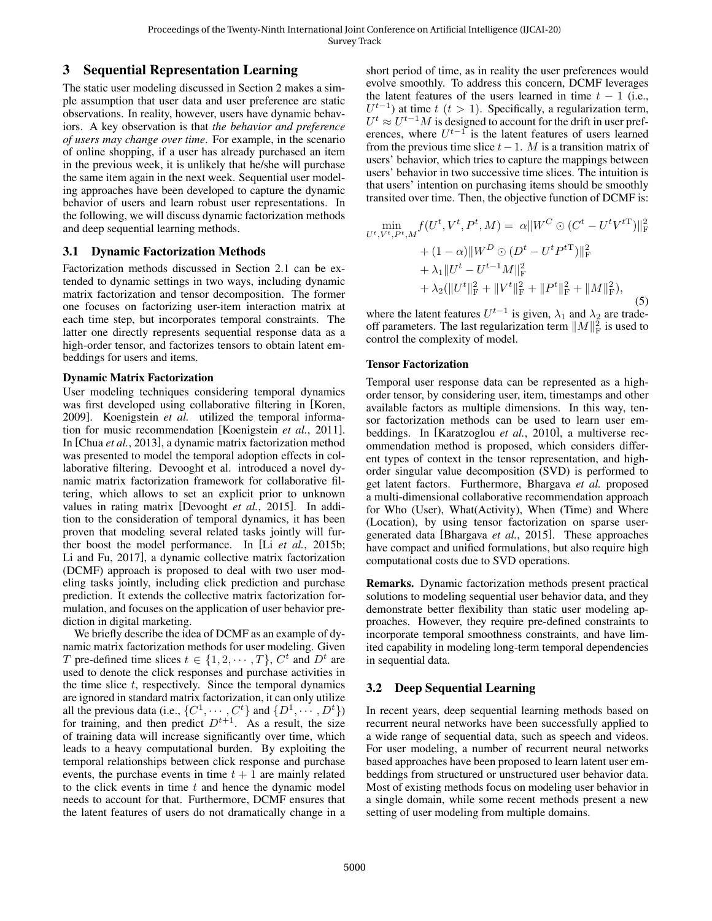## 3 Sequential Representation Learning

The static user modeling discussed in Section 2 makes a simple assumption that user data and user preference are static observations. In reality, however, users have dynamic behaviors. A key observation is that *the behavior and preference of users may change over time*. For example, in the scenario of online shopping, if a user has already purchased an item in the previous week, it is unlikely that he/she will purchase the same item again in the next week. Sequential user modeling approaches have been developed to capture the dynamic behavior of users and learn robust user representations. In the following, we will discuss dynamic factorization methods and deep sequential learning methods.

### 3.1 Dynamic Factorization Methods

Factorization methods discussed in Section 2.1 can be extended to dynamic settings in two ways, including dynamic matrix factorization and tensor decomposition. The former one focuses on factorizing user-item interaction matrix at each time step, but incorporates temporal constraints. The latter one directly represents sequential response data as a high-order tensor, and factorizes tensors to obtain latent embeddings for users and items.

**Dynamic Matrix Factorization**

User modeling techniques considering temporal dynamics was first developed using collaborative filtering in [Koren, 2009]. Koenigstein *et al.* utilized the temporal information for music recommendation [Koenigstein *et al.*, 2011]. In [Chua *et al.*, 2013], a dynamic matrix factorization method was presented to model the temporal adoption effects in collaborative filtering. Devooght et al. introduced a novel dynamic matrix factorization framework for collaborative filtering, which allows to set an explicit prior to unknown values in rating matrix [Devooght *et al.*, 2015]. In addition to the consideration of temporal dynamics, it has been proven that modeling several related tasks jointly will further boost the model performance. In [Li *et al.*, 2015b; Li and Fu, 2017], a dynamic collective matrix factorization (DCMF) approach is proposed to deal with two user modeling tasks jointly, including click prediction and purchase prediction. It extends the collective matrix factorization formulation, and focuses on the application of user behavior prediction in digital marketing.

We briefly describe the idea of DCMF as an example of dynamic matrix factorization methods for user modeling. Given $T$ pre-defined time slices $t \in \{1, 2, \cdots, T\}$, $C^t$ and $D^t$ are used to denote the click responses and purchase activities in the time slice $t$, respectively. Since the temporal dynamics are ignored in standard matrix factorization, it can only utilize all the previous data (i.e., $\{C^1, \cdots, C^t\}$ and $\{D^1, \cdots, D^t\}$) for training, and then predict $D^{t+1}$. As a result, the size of training data will increase significantly over time, which leads to a heavy computational burden. By exploiting the temporal relationships between click response and purchase events, the purchase events in time $t+1$ are mainly related to the click events in time $t$ and hence the dynamic model needs to account for that. Furthermore, DCMF ensures that the latent features of users do not dramatically change in a short period of time, as in reality the user preferences would evolve smoothly. To address this concern, DCMF leverages the latent features of the users learned in time $t-1$ (i.e., $U^{t-1}$) at time $t$ ($t > 1$). Specifically, a regularization term, $U^t \approx U^{t-1}M$ is designed to account for the drift in user preferences, where $U^{t-1}$ is the latent features of users learned from the previous time slice $t-1$. $M$ is a transition matrix of users' behavior, which tries to capture the mappings between users' behavior in two successive time slices. The intuition is that users' intention on purchasing items should be smoothly transited over time. Then, the objective function of DCMF is:

$$
\begin{aligned}
\min_{U^t, V^t, P^t, M} f(U^t, V^t, P^t, M) = \; & \alpha \| W^C \odot (C^t - U^t V^{t\mathrm{T}}) \|_{\mathrm{F}}^2 \\
& + (1-\alpha) \| W^D \odot (D^t - U^t P^{t\mathrm{T}}) \|_{\mathrm{F}}^2 \\
& + \lambda_1 \| U^t - U^{t-1} M \|_{\mathrm{F}}^2 \\
& + \lambda_2 (\| U^t \|_{\mathrm{F}}^2 + \| V^t \|_{\mathrm{F}}^2 + \| P^t \|_{\mathrm{F}}^2 + \| M \|_{\mathrm{F}}^2),
\end{aligned} \tag{5}
$$

where the latent features $U^{t-1}$ is given, $\lambda_1$ and $\lambda_2$ are trade-off parameters. The last regularization term $\|M\|_{\mathrm{F}}^2$ is used to control the complexity of model.

**Tensor Factorization**

Temporal user response data can be represented as a high-order tensor, by considering user, item, timestamps and other available factors as multiple dimensions. In this way, tensor factorization methods can be used to learn user embeddings. In [Karatzoglou *et al.*, 2010], a multiverse recommendation method is proposed, which considers different types of context in the tensor representation, and high-order singular value decomposition (SVD) is performed to get latent factors. Furthermore, Bhargava *et al.* proposed a multi-dimensional collaborative recommendation approach for Who (User), What(Activity), When (Time) and Where (Location), by using tensor factorization on sparse user-generated data [Bhargava *et al.*, 2015]. These approaches have compact and unified formulations, but also require high computational costs due to SVD operations.

**Remarks.** Dynamic factorization methods present practical solutions to modeling sequential user behavior data, and they demonstrate better flexibility than static user modeling approaches. However, they require pre-defined constraints to incorporate temporal smoothness constraints, and have limited capability in modeling long-term temporal dependencies in sequential data.

### 3.2 Deep Sequential Learning

In recent years, deep sequential learning methods based on recurrent neural networks have been successfully applied to a wide range of sequential data, such as speech and videos. For user modeling, a number of recurrent neural networks based approaches have been proposed to learn latent user embeddings from structured or unstructured user behavior data. Most of existing methods focus on modeling user behavior in a single domain, while some recent methods present a new setting of user modeling from multiple domains.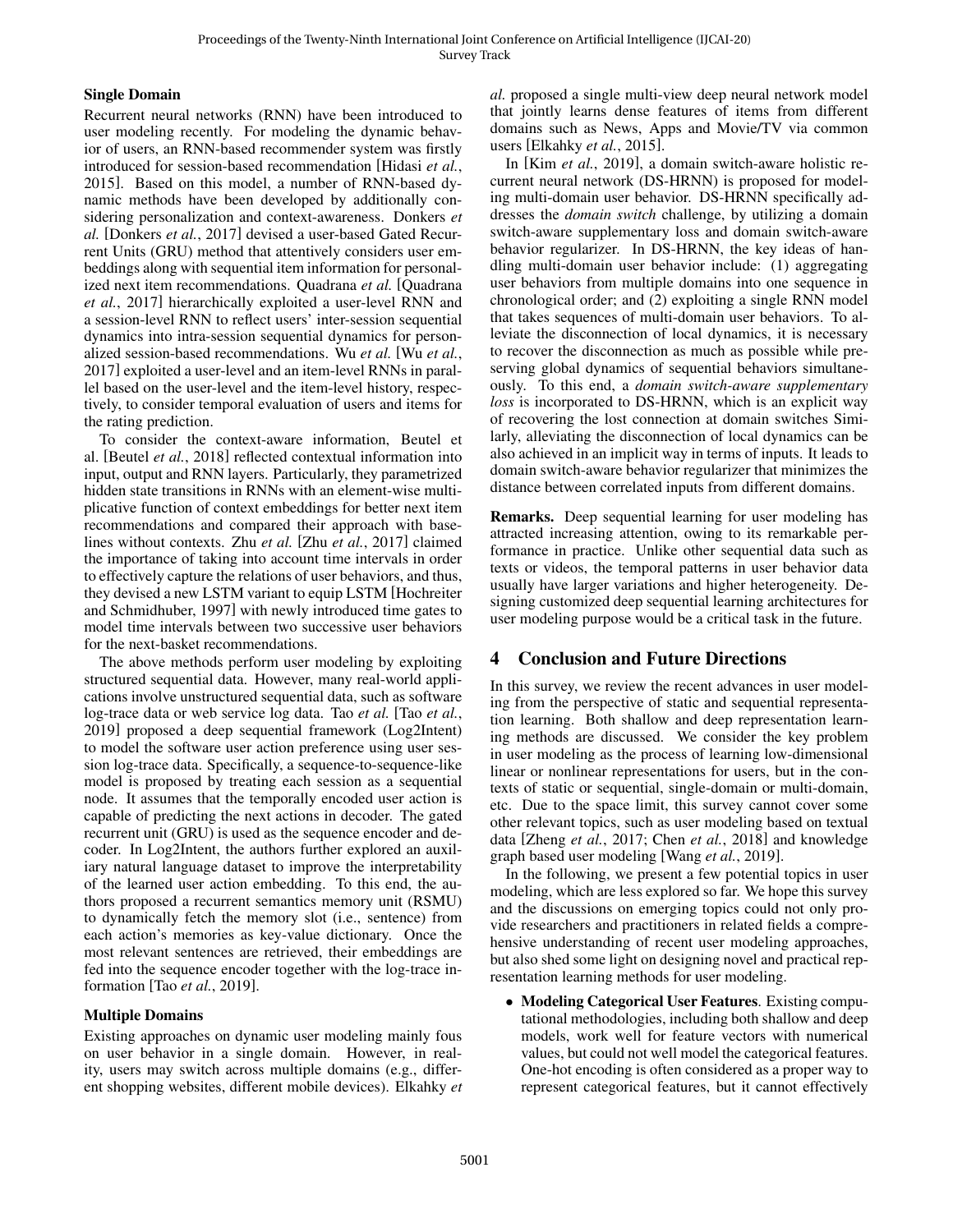### Single Domain

Recurrent neural networks (RNN) have been introduced to user modeling recently. For modeling the dynamic behavior of users, an RNN-based recommender system was firstly introduced for session-based recommendation [Hidasi *et al.*, 2015]. Based on this model, a number of RNN-based dynamic methods have been developed by additionally considering personalization and context-awareness. Donkers *et al.* [Donkers *et al.*, 2017] devised a user-based Gated Recurrent Units (GRU) method that attentively considers user embeddings along with sequential item information for personalized next item recommendations. Quadrana *et al.* [Quadrana *et al.*, 2017] hierarchically exploited a user-level RNN and a session-level RNN to reflect users' inter-session sequential dynamics into intra-session sequential dynamics for personalized session-based recommendations. Wu *et al.* [Wu *et al.*, 2017] exploited a user-level and an item-level RNNs in parallel based on the user-level and the item-level history, respectively, to consider temporal evaluation of users and items for the rating prediction.

To consider the context-aware information, Beutel et al. [Beutel *et al.*, 2018] reflected contextual information into input, output and RNN layers. Particularly, they parametrized hidden state transitions in RNNs with an element-wise multiplicative function of context embeddings for better next item recommendations and compared their approach with baselines without contexts. Zhu *et al.* [Zhu *et al.*, 2017] claimed the importance of taking into account time intervals in order to effectively capture the relations of user behaviors, and thus, they devised a new LSTM variant to equip LSTM [Hochreiter and Schmidhuber, 1997] with newly introduced time gates to model time intervals between two successive user behaviors for the next-basket recommendations.

The above methods perform user modeling by exploiting structured sequential data. However, many real-world applications involve unstructured sequential data, such as software log-trace data or web service log data. Tao *et al.* [Tao *et al.*, 2019] proposed a deep sequential framework (Log2Intent) to model the software user action preference using user session log-trace data. Specifically, a sequence-to-sequence-like model is proposed by treating each session as a sequential node. It assumes that the temporally encoded user action is capable of predicting the next actions in decoder. The gated recurrent unit (GRU) is used as the sequence encoder and decoder. In Log2Intent, the authors further explored an auxiliary natural language dataset to improve the interpretability of the learned user action embedding. To this end, the authors proposed a recurrent semantics memory unit (RSMU) to dynamically fetch the memory slot (i.e., sentence) from each action's memories as key-value dictionary. Once the most relevant sentences are retrieved, their embeddings are fed into the sequence encoder together with the log-trace information [Tao *et al.*, 2019].

### Multiple Domains

Existing approaches on dynamic user modeling mainly fous on user behavior in a single domain. However, in reality, users may switch across multiple domains (e.g., different shopping websites, different mobile devices). Elkahky *et al.* proposed a single multi-view deep neural network model that jointly learns dense features of items from different domains such as News, Apps and Movie/TV via common users [Elkahky *et al.*, 2015].

In [Kim *et al.*, 2019], a domain switch-aware holistic recurrent neural network (DS-HRNN) is proposed for modeling multi-domain user behavior. DS-HRNN specifically addresses the *domain switch* challenge, by utilizing a domain switch-aware supplementary loss and domain switch-aware behavior regularizer. In DS-HRNN, the key ideas of handling multi-domain user behavior include: (1) aggregating user behaviors from multiple domains into one sequence in chronological order; and (2) exploiting a single RNN model that takes sequences of multi-domain user behaviors. To alleviate the disconnection of local dynamics, it is necessary to recover the disconnection as much as possible while preserving global dynamics of sequential behaviors simultaneously. To this end, a *domain switch-aware supplementary loss* is incorporated to DS-HRNN, which is an explicit way of recovering the lost connection at domain switches Similarly, alleviating the disconnection of local dynamics can be also achieved in an implicit way in terms of inputs. It leads to domain switch-aware behavior regularizer that minimizes the distance between correlated inputs from different domains.

**Remarks.** Deep sequential learning for user modeling has attracted increasing attention, owing to its remarkable performance in practice. Unlike other sequential data such as texts or videos, the temporal patterns in user behavior data usually have larger variations and higher heterogeneity. Designing customized deep sequential learning architectures for user modeling purpose would be a critical task in the future.

## 4 Conclusion and Future Directions

In this survey, we review the recent advances in user modeling from the perspective of static and sequential representation learning. Both shallow and deep representation learning methods are discussed. We consider the key problem in user modeling as the process of learning low-dimensional linear or nonlinear representations for users, but in the contexts of static or sequential, single-domain or multi-domain, etc. Due to the space limit, this survey cannot cover some other relevant topics, such as user modeling based on textual data [Zheng *et al.*, 2017; Chen *et al.*, 2018] and knowledge graph based user modeling [Wang *et al.*, 2019].

In the following, we present a few potential topics in user modeling, which are less explored so far. We hope this survey and the discussions on emerging topics could not only provide researchers and practitioners in related fields a comprehensive understanding of recent user modeling approaches, but also shed some light on designing novel and practical representation learning methods for user modeling.

- **Modeling Categorical User Features**. Existing computational methodologies, including both shallow and deep models, work well for feature vectors with numerical values, but could not well model the categorical features. One-hot encoding is often considered as a proper way to represent categorical features, but it cannot effectively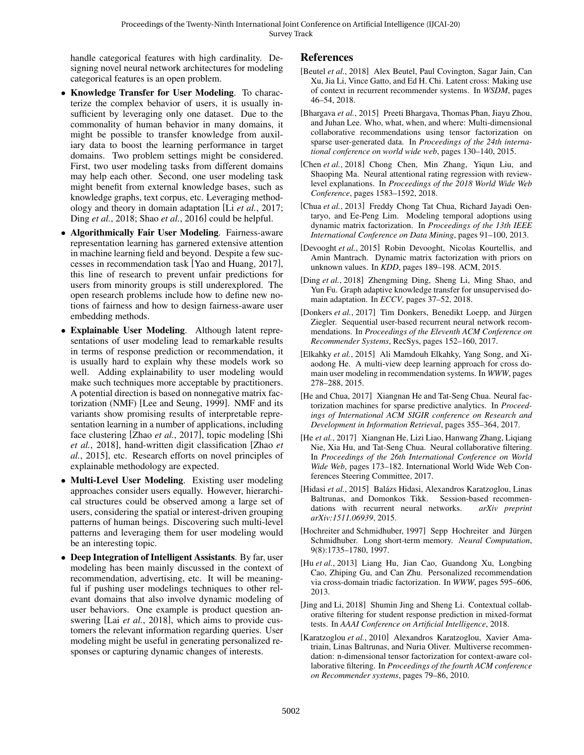handle categorical features with high cardinality. Designing novel neural network architectures for modeling categorical features is an open problem.

- **Knowledge Transfer for User Modeling**. To characterize the complex behavior of users, it is usually insufficient by leveraging only one dataset. Due to the commonality of human behavior in many domains, it might be possible to transfer knowledge from auxiliary data to boost the learning performance in target domains. Two problem settings might be considered. First, two user modeling tasks from different domains may help each other. Second, one user modeling task might benefit from external knowledge bases, such as knowledge graphs, text corpus, etc. Leveraging methodology and theory in domain adaptation [Li *et al.*, 2017; Ding *et al.*, 2018; Shao *et al.*, 2016] could be helpful.
- **Algorithmically Fair User Modeling**. Fairness-aware representation learning has garnered extensive attention in machine learning field and beyond. Despite a few successes in recommendation task [Yao and Huang, 2017], this line of research to prevent unfair predictions for users from minority groups is still underexplored. The open research problems include how to define new notions of fairness and how to design fairness-aware user embedding methods.
- **Explainable User Modeling**. Although latent representations of user modeling lead to remarkable results in terms of response prediction or recommendation, it is usually hard to explain why these models work so well. Adding explainability to user modeling would make such techniques more acceptable by practitioners. A potential direction is based on nonnegative matrix factorization (NMF) [Lee and Seung, 1999]. NMF and its variants show promising results of interpretable representation learning in a number of applications, including face clustering [Zhao *et al.*, 2017], topic modeling [Shi *et al.*, 2018], hand-written digit classification [Zhao *et al.*, 2015], etc. Research efforts on novel principles of explainable methodology are expected.
- **Multi-Level User Modeling**. Existing user modeling approaches consider users equally. However, hierarchical structures could be observed among a large set of users, considering the spatial or interest-driven grouping patterns of human beings. Discovering such multi-level patterns and leveraging them for user modeling would be an interesting topic.
- **Deep Integration of Intelligent Assistants**. By far, user modeling has been mainly discussed in the context of recommendation, advertising, etc. It will be meaningful if pushing user modelings techniques to other relevant domains that also involve dynamic modeling of user behaviors. One example is product question answering [Lai *et al.*, 2018], which aims to provide customers the relevant information regarding queries. User modeling might be useful in generating personalized responses or capturing dynamic changes of interests.

## References

[Beutel *et al.*, 2018] Alex Beutel, Paul Covington, Sagar Jain, Can Xu, Jia Li, Vince Gatto, and Ed H. Chi. Latent cross: Making use of context in recurrent recommender systems. In *WSDM*, pages 46–54, 2018.

[Bhargava *et al.*, 2015] Preeti Bhargava, Thomas Phan, Jiayu Zhou, and Juhan Lee. Who, what, when, and where: Multi-dimensional collaborative recommendations using tensor factorization on sparse user-generated data. In *Proceedings of the 24th international conference on world wide web*, pages 130–140, 2015.

[Chen *et al.*, 2018] Chong Chen, Min Zhang, Yiqun Liu, and Shaoping Ma. Neural attentional rating regression with review-level explanations. In *Proceedings of the 2018 World Wide Web Conference*, pages 1583–1592, 2018.

[Chua *et al.*, 2013] Freddy Chong Tat Chua, Richard Jayadi Oentaryo, and Ee-Peng Lim. Modeling temporal adoptions using dynamic matrix factorization. In *Proceedings of the 13th IEEE International Conference on Data Mining*, pages 91–100, 2013.

[Devooght *et al.*, 2015] Robin Devooght, Nicolas Kourtellis, and Amin Mantrach. Dynamic matrix factorization with priors on unknown values. In *KDD*, pages 189–198. ACM, 2015.

[Ding *et al.*, 2018] Zhengming Ding, Sheng Li, Ming Shao, and Yun Fu. Graph adaptive knowledge transfer for unsupervised domain adaptation. In *ECCV*, pages 37–52, 2018.

[Donkers *et al.*, 2017] Tim Donkers, Benedikt Loepp, and Jürgen Ziegler. Sequential user-based recurrent neural network recommendations. In *Proceedings of the Eleventh ACM Conference on Recommender Systems*, RecSys, pages 152–160, 2017.

[Elkahky *et al.*, 2015] Ali Mamdouh Elkahky, Yang Song, and Xiaodong He. A multi-view deep learning approach for cross domain user modeling in recommendation systems. In *WWW*, pages 278–288, 2015.

[He and Chua, 2017] Xiangnan He and Tat-Seng Chua. Neural factorization machines for sparse predictive analytics. In *Proceedings of International ACM SIGIR conference on Research and Development in Information Retrieval*, pages 355–364, 2017.

[He *et al.*, 2017] Xiangnan He, Lizi Liao, Hanwang Zhang, Liqiang Nie, Xia Hu, and Tat-Seng Chua. Neural collaborative filtering. In *Proceedings of the 26th International Conference on World Wide Web*, pages 173–182. International World Wide Web Conferences Steering Committee, 2017.

[Hidasi *et al.*, 2015] Balázs Hidasi, Alexandros Karatzoglou, Linas Baltrunas, and Domonkos Tikk. Session-based recommendations with recurrent neural networks. *arXiv preprint arXiv:1511.06939*, 2015.

[Hochreiter and Schmidhuber, 1997] Sepp Hochreiter and Jürgen Schmidhuber. Long short-term memory. *Neural Computation*, 9(8):1735–1780, 1997.

[Hu *et al.*, 2013] Liang Hu, Jian Cao, Guandong Xu, Longbing Cao, Zhiping Gu, and Can Zhu. Personalized recommendation via cross-domain triadic factorization. In *WWW*, pages 595–606, 2013.

[Jing and Li, 2018] Shumin Jing and Sheng Li. Contextual collaborative filtering for student response prediction in mixed-format tests. In *AAAI Conference on Artificial Intelligence*, 2018.

[Karatzoglou *et al.*, 2010] Alexandros Karatzoglou, Xavier Amatriain, Linas Baltrunas, and Nuria Oliver. Multiverse recommendation: n-dimensional tensor factorization for context-aware collaborative filtering. In *Proceedings of the fourth ACM conference on Recommender systems*, pages 79–86, 2010.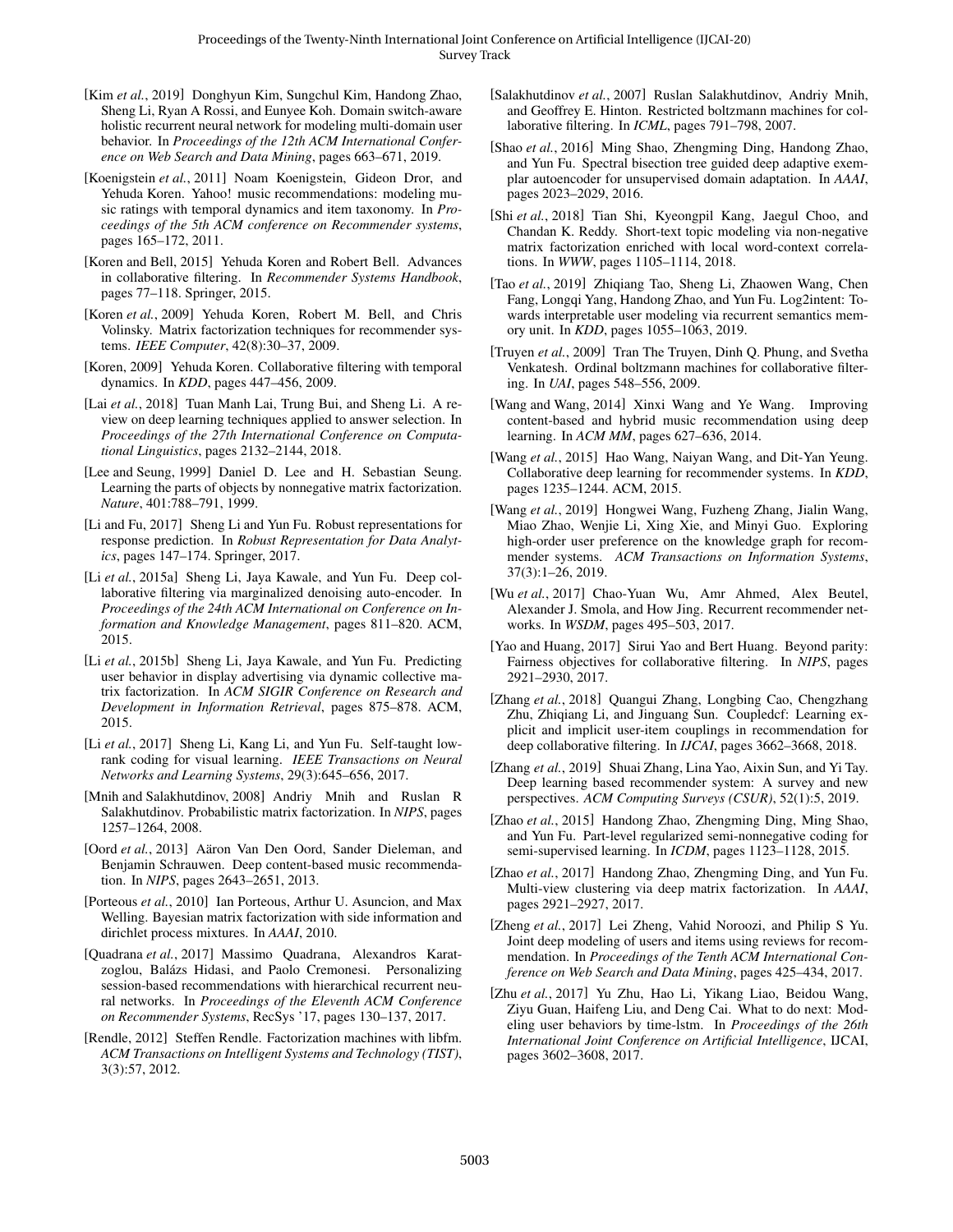[Kim *et al.*, 2019] Donghyun Kim, Sungchul Kim, Handong Zhao, Sheng Li, Ryan A Rossi, and Eunyee Koh. Domain switch-aware holistic recurrent neural network for modeling multi-domain user behavior. In *Proceedings of the 12th ACM International Conference on Web Search and Data Mining*, pages 663–671, 2019.

[Koenigstein *et al.*, 2011] Noam Koenigstein, Gideon Dror, and Yehuda Koren. Yahoo! music recommendations: modeling music ratings with temporal dynamics and item taxonomy. In *Proceedings of the 5th ACM conference on Recommender systems*, pages 165–172, 2011.

[Koren and Bell, 2015] Yehuda Koren and Robert Bell. Advances in collaborative filtering. In *Recommender Systems Handbook*, pages 77–118. Springer, 2015.

[Koren *et al.*, 2009] Yehuda Koren, Robert M. Bell, and Chris Volinsky. Matrix factorization techniques for recommender systems. *IEEE Computer*, 42(8):30–37, 2009.

[Koren, 2009] Yehuda Koren. Collaborative filtering with temporal dynamics. In *KDD*, pages 447–456, 2009.

[Lai *et al.*, 2018] Tuan Manh Lai, Trung Bui, and Sheng Li. A review on deep learning techniques applied to answer selection. In *Proceedings of the 27th International Conference on Computational Linguistics*, pages 2132–2144, 2018.

[Lee and Seung, 1999] Daniel D. Lee and H. Sebastian Seung. Learning the parts of objects by nonnegative matrix factorization. *Nature*, 401:788–791, 1999.

[Li and Fu, 2017] Sheng Li and Yun Fu. Robust representations for response prediction. In *Robust Representation for Data Analytics*, pages 147–174. Springer, 2017.

[Li *et al.*, 2015a] Sheng Li, Jaya Kawale, and Yun Fu. Deep collaborative filtering via marginalized denoising auto-encoder. In *Proceedings of the 24th ACM International on Conference on Information and Knowledge Management*, pages 811–820. ACM, 2015.

[Li *et al.*, 2015b] Sheng Li, Jaya Kawale, and Yun Fu. Predicting user behavior in display advertising via dynamic collective matrix factorization. In *ACM SIGIR Conference on Research and Development in Information Retrieval*, pages 875–878. ACM, 2015.

[Li *et al.*, 2017] Sheng Li, Kang Li, and Yun Fu. Self-taught low-rank coding for visual learning. *IEEE Transactions on Neural Networks and Learning Systems*, 29(3):645–656, 2017.

[Mnih and Salakhutdinov, 2008] Andriy Mnih and Ruslan R Salakhutdinov. Probabilistic matrix factorization. In *NIPS*, pages 1257–1264, 2008.

[Oord *et al.*, 2013] Aäron Van Den Oord, Sander Dieleman, and Benjamin Schrauwen. Deep content-based music recommendation. In *NIPS*, pages 2643–2651, 2013.

[Porteous *et al.*, 2010] Ian Porteous, Arthur U. Asuncion, and Max Welling. Bayesian matrix factorization with side information and dirichlet process mixtures. In *AAAI*, 2010.

[Quadrana *et al.*, 2017] Massimo Quadrana, Alexandros Karatzoglou, Balázs Hidasi, and Paolo Cremonesi. Personalizing session-based recommendations with hierarchical recurrent neural networks. In *Proceedings of the Eleventh ACM Conference on Recommender Systems*, RecSys '17, pages 130–137, 2017.

[Rendle, 2012] Steffen Rendle. Factorization machines with libfm. *ACM Transactions on Intelligent Systems and Technology (TIST)*, 3(3):57, 2012.

[Salakhutdinov *et al.*, 2007] Ruslan Salakhutdinov, Andriy Mnih, and Geoffrey E. Hinton. Restricted boltzmann machines for collaborative filtering. In *ICML*, pages 791–798, 2007.

[Shao *et al.*, 2016] Ming Shao, Zhengming Ding, Handong Zhao, and Yun Fu. Spectral bisection tree guided deep adaptive exemplar autoencoder for unsupervised domain adaptation. In *AAAI*, pages 2023–2029, 2016.

[Shi *et al.*, 2018] Tian Shi, Kyeongpil Kang, Jaegul Choo, and Chandan K. Reddy. Short-text topic modeling via non-negative matrix factorization enriched with local word-context correlations. In *WWW*, pages 1105–1114, 2018.

[Tao *et al.*, 2019] Zhiqiang Tao, Sheng Li, Zhaowen Wang, Chen Fang, Longqi Yang, Handong Zhao, and Yun Fu. Log2intent: Towards interpretable user modeling via recurrent semantics memory unit. In *KDD*, pages 1055–1063, 2019.

[Truyen *et al.*, 2009] Tran The Truyen, Dinh Q. Phung, and Svetha Venkatesh. Ordinal boltzmann machines for collaborative filtering. In *UAI*, pages 548–556, 2009.

[Wang and Wang, 2014] Xinxi Wang and Ye Wang. Improving content-based and hybrid music recommendation using deep learning. In *ACM MM*, pages 627–636, 2014.

[Wang *et al.*, 2015] Hao Wang, Naiyan Wang, and Dit-Yan Yeung. Collaborative deep learning for recommender systems. In *KDD*, pages 1235–1244. ACM, 2015.

[Wang *et al.*, 2019] Hongwei Wang, Fuzheng Zhang, Jialin Wang, Miao Zhao, Wenjie Li, Xing Xie, and Minyi Guo. Exploring high-order user preference on the knowledge graph for recommender systems. *ACM Transactions on Information Systems*, 37(3):1–26, 2019.

[Wu *et al.*, 2017] Chao-Yuan Wu, Amr Ahmed, Alex Beutel, Alexander J. Smola, and How Jing. Recurrent recommender networks. In *WSDM*, pages 495–503, 2017.

[Yao and Huang, 2017] Sirui Yao and Bert Huang. Beyond parity: Fairness objectives for collaborative filtering. In *NIPS*, pages 2921–2930, 2017.

[Zhang *et al.*, 2018] Quangui Zhang, Longbing Cao, Chengzhang Zhu, Zhiqiang Li, and Jinguang Sun. Coupledcf: Learning explicit and implicit user-item couplings in recommendation for deep collaborative filtering. In *IJCAI*, pages 3662–3668, 2018.

[Zhang *et al.*, 2019] Shuai Zhang, Lina Yao, Aixin Sun, and Yi Tay. Deep learning based recommender system: A survey and new perspectives. *ACM Computing Surveys (CSUR)*, 52(1):5, 2019.

[Zhao *et al.*, 2015] Handong Zhao, Zhengming Ding, Ming Shao, and Yun Fu. Part-level regularized semi-nonnegative coding for semi-supervised learning. In *ICDM*, pages 1123–1128, 2015.

[Zhao *et al.*, 2017] Handong Zhao, Zhengming Ding, and Yun Fu. Multi-view clustering via deep matrix factorization. In *AAAI*, pages 2921–2927, 2017.

[Zheng *et al.*, 2017] Lei Zheng, Vahid Noroozi, and Philip S Yu. Joint deep modeling of users and items using reviews for recommendation. In *Proceedings of the Tenth ACM International Conference on Web Search and Data Mining*, pages 425–434, 2017.

[Zhu *et al.*, 2017] Yu Zhu, Hao Li, Yikang Liao, Beidou Wang, Ziyu Guan, Haifeng Liu, and Deng Cai. What to do next: Modeling user behaviors by time-lstm. In *Proceedings of the 26th International Joint Conference on Artificial Intelligence*, IJCAI, pages 3602–3608, 2017.